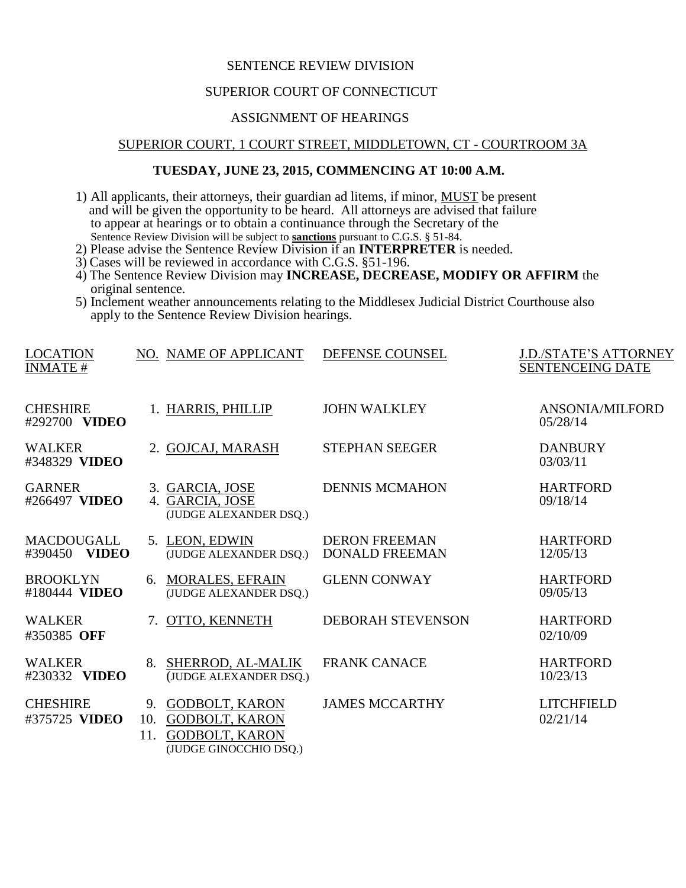SENTENCE REVIEW DIVISION

SUPERIOR COURT OF CONNECTICUT

ASSIGNMENT OF HEARINGS

SUPERIOR COURT, 1 COURT STREET, MIDDLETOWN, CT - COURTROOM 3A

**TUESDAY, JUNE 23, 2015, COMMENCING AT 10:00 A.M.**

1) All applicants, their attorneys, their guardian ad litems, if minor, MUST be present and will be given the opportunity to be heard. All attorneys are advised that failure to appear at hearings or to obtain a continuance through the Secretary of the Sentence Review Division will be subject to **sanctions** pursuant to C.G.S. § 51-84.
2) Please advise the Sentence Review Division if an **INTERPRETER** is needed.
3) Cases will be reviewed in accordance with C.G.S. §51-196.
4) The Sentence Review Division may **INCREASE, DECREASE, MODIFY OR AFFIRM** the original sentence.
5) Inclement weather announcements relating to the Middlesex Judicial District Courthouse also apply to the Sentence Review Division hearings.

| LOCATION INMATE # | NO. NAME OF APPLICANT | DEFENSE COUNSEL | J.D./STATE'S ATTORNEY SENTENCEING DATE |
|---|---|---|---|
| CHESHIRE #292700 **VIDEO** | 1. HARRIS, PHILLIP | JOHN WALKLEY | ANSONIA/MILFORD 05/28/14 |
| WALKER #348329 **VIDEO** | 2. GOJCAJ, MARASH | STEPHAN SEEGER | DANBURY 03/03/11 |
| GARNER #266497 **VIDEO** | 3. GARCIA, JOSE<br>4. GARCIA, JOSE<br>(JUDGE ALEXANDER DSQ.) | DENNIS MCMAHON | HARTFORD 09/18/14 |
| MACDOUGALL #390450 **VIDEO** | 5. LEON, EDWIN<br>(JUDGE ALEXANDER DSQ.) | DERON FREEMAN<br>DONALD FREEMAN | HARTFORD 12/05/13 |
| BROOKLYN #180444 **VIDEO** | 6. MORALES, EFRAIN<br>(JUDGE ALEXANDER DSQ.) | GLENN CONWAY | HARTFORD 09/05/13 |
| WALKER #350385 **OFF** | 7. OTTO, KENNETH | DEBORAH STEVENSON | HARTFORD 02/10/09 |
| WALKER #230332 **VIDEO** | 8. SHERROD, AL-MALIK<br>(JUDGE ALEXANDER DSQ.) | FRANK CANACE | HARTFORD 10/23/13 |
| CHESHIRE #375725 **VIDEO** | 9. GODBOLT, KARON<br>10. GODBOLT, KARON<br>11. GODBOLT, KARON<br>(JUDGE GINOCCHIO DSQ.) | JAMES MCCARTHY | LITCHFIELD 02/21/14 |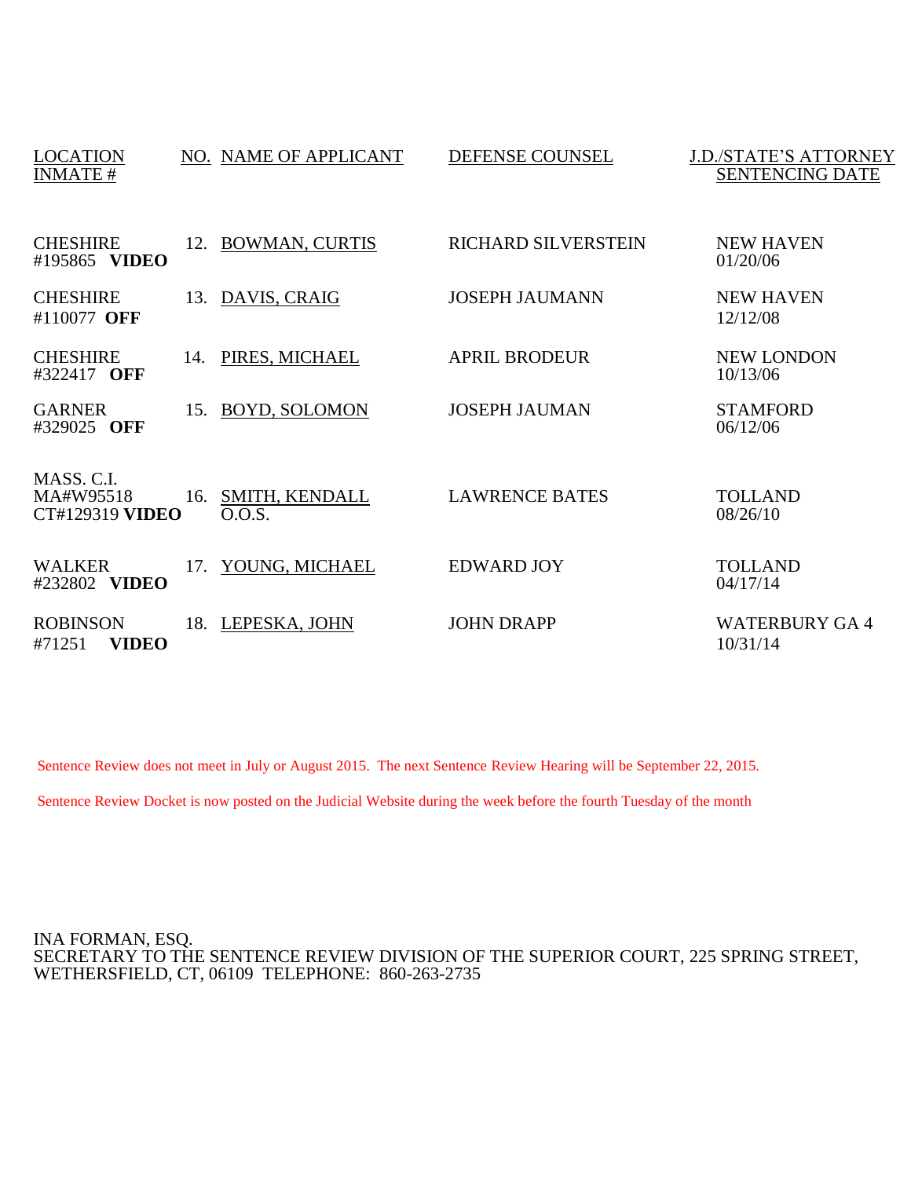| LOCATION<br>INMATE # | NO. | NAME OF APPLICANT | DEFENSE COUNSEL | J.D./STATE'S ATTORNEY<br>SENTENCING DATE |
|---|---|---|---|---|
| CHESHIRE<br>#195865 **VIDEO** | 12. | BOWMAN, CURTIS | RICHARD SILVERSTEIN | NEW HAVEN<br>01/20/06 |
| CHESHIRE<br>#110077 **OFF** | 13. | DAVIS, CRAIG | JOSEPH JAUMANN | NEW HAVEN<br>12/12/08 |
| CHESHIRE<br>#322417 **OFF** | 14. | PIRES, MICHAEL | APRIL BRODEUR | NEW LONDON<br>10/13/06 |
| GARNER<br>#329025 **OFF** | 15. | BOYD, SOLOMON | JOSEPH JAUMAN | STAMFORD<br>06/12/06 |
| MASS. C.I.<br>MA#W95518<br>CT#129319 **VIDEO** | 16. | SMITH, KENDALL<br>O.O.S. | LAWRENCE BATES | TOLLAND<br>08/26/10 |
| WALKER<br>#232802 **VIDEO** | 17. | YOUNG, MICHAEL | EDWARD JOY | TOLLAND<br>04/17/14 |
| ROBINSON<br>#71251 **VIDEO** | 18. | LEPESKA, JOHN | JOHN DRAPP | WATERBURY GA 4<br>10/31/14 |

Sentence Review does not meet in July or August 2015. The next Sentence Review Hearing will be September 22, 2015.

Sentence Review Docket is now posted on the Judicial Website during the week before the fourth Tuesday of the month

INA FORMAN, ESQ.
SECRETARY TO THE SENTENCE REVIEW DIVISION OF THE SUPERIOR COURT, 225 SPRING STREET, WETHERSFIELD, CT, 06109 TELEPHONE: 860-263-2735